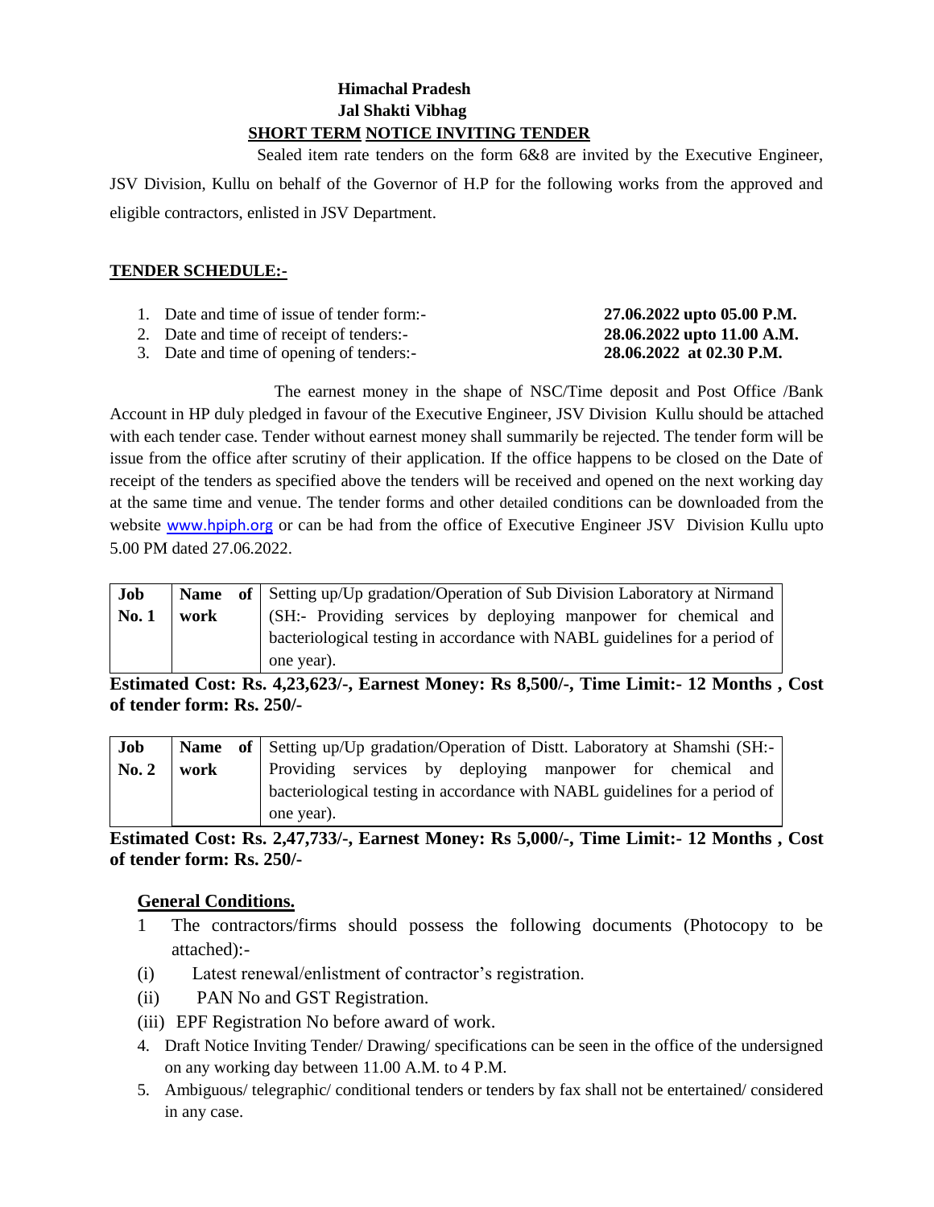**Himachal Pradesh**
**Jal Shakti Vibhag**

**SHORT TERM NOTICE INVITING TENDER**

Sealed item rate tenders on the form 6&8 are invited by the Executive Engineer, JSV Division, Kullu on behalf of the Governor of H.P for the following works from the approved and eligible contractors, enlisted in JSV Department.

**TENDER SCHEDULE:-**

1. Date and time of issue of tender form:- **27.06.2022 upto 05.00 P.M.**
2. Date and time of receipt of tenders:- **28.06.2022 upto 11.00 A.M.**
3. Date and time of opening of tenders:- **28.06.2022 at 02.30 P.M.**

The earnest money in the shape of NSC/Time deposit and Post Office /Bank Account in HP duly pledged in favour of the Executive Engineer, JSV Division Kullu should be attached with each tender case. Tender without earnest money shall summarily be rejected. The tender form will be issue from the office after scrutiny of their application. If the office happens to be closed on the Date of receipt of the tenders as specified above the tenders will be received and opened on the next working day at the same time and venue. The tender forms and other detailed conditions can be downloaded from the website www.hpiph.org or can be had from the office of Executive Engineer JSV Division Kullu upto 5.00 PM dated 27.06.2022.

| Job No. 1 | Name of work | Setting up/Up gradation/Operation of Sub Division Laboratory at Nirmand (SH:- Providing services by deploying manpower for chemical and bacteriological testing in accordance with NABL guidelines for a period of one year). |
|---|---|---|

**Estimated Cost: Rs. 4,23,623/-, Earnest Money: Rs 8,500/-, Time Limit:- 12 Months , Cost of tender form: Rs. 250/-**

| Job No. 2 | Name of work | Setting up/Up gradation/Operation of Distt. Laboratory at Shamshi (SH:- Providing services by deploying manpower for chemical and bacteriological testing in accordance with NABL guidelines for a period of one year). |
|---|---|---|

**Estimated Cost: Rs. 2,47,733/-, Earnest Money: Rs 5,000/-, Time Limit:- 12 Months , Cost of tender form: Rs. 250/-**

**General Conditions.**

1 The contractors/firms should possess the following documents (Photocopy to be attached):-

(i) Latest renewal/enlistment of contractor's registration.

(ii) PAN No and GST Registration.

(iii) EPF Registration No before award of work.

4. Draft Notice Inviting Tender/ Drawing/ specifications can be seen in the office of the undersigned on any working day between 11.00 A.M. to 4 P.M.
5. Ambiguous/ telegraphic/ conditional tenders or tenders by fax shall not be entertained/ considered in any case.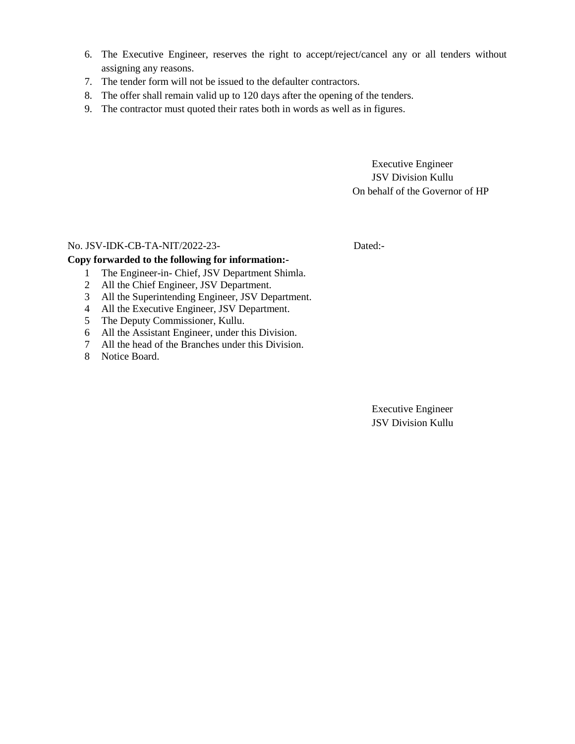6. The Executive Engineer, reserves the right to accept/reject/cancel any or all tenders without assigning any reasons.
7. The tender form will not be issued to the defaulter contractors.
8. The offer shall remain valid up to 120 days after the opening of the tenders.
9. The contractor must quoted their rates both in words as well as in figures.

Executive Engineer
JSV Division Kullu
On behalf of the Governor of HP

No. JSV-IDK-CB-TA-NIT/2022-23- Dated:-

**Copy forwarded to the following for information:-**

1 The Engineer-in- Chief, JSV Department Shimla.
2 All the Chief Engineer, JSV Department.
3 All the Superintending Engineer, JSV Department.
4 All the Executive Engineer, JSV Department.
5 The Deputy Commissioner, Kullu.
6 All the Assistant Engineer, under this Division.
7 All the head of the Branches under this Division.
8 Notice Board.

Executive Engineer
JSV Division Kullu